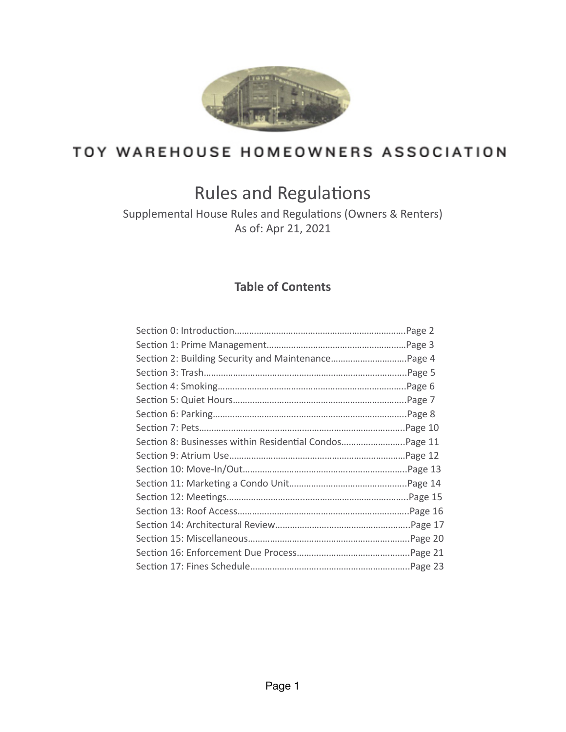# TOY WAREHOUSE HOMEOWNERS ASSOCIATION

## Rules and Regulations

Supplemental House Rules and Regulations (Owners & Renters)
As of: Apr 21, 2021

### Table of Contents

Section 0: Introduction……………………………………………………………Page 2
Section 1: Prime Management…………………………………………………Page 3
Section 2: Building Security and Maintenance…………………………Page 4
Section 3: Trash……………………………………………………………………….Page 5
Section 4: Smoking…………………………………………………………………..Page 6
Section 5: Quiet Hours………………………………………………………………Page 7
Section 6: Parking…………………………………………………………………….Page 8
Section 7: Pets………………………………………………………………………….Page 10
Section 8: Businesses within Residential Condos……………………..Page 11
Section 9: Atrium Use……………………………………………………………….Page 12
Section 10: Move-In/Out……………………………………………………………Page 13
Section 11: Marketing a Condo Unit………………………………………….Page 14
Section 12: Meetings…………………………………………………………………Page 15
Section 13: Roof Access…………………………………………………………….Page 16
Section 14: Architectural Review……………………………………………….Page 17
Section 15: Miscellaneous………………………………………………………….Page 20
Section 16: Enforcement Due Process…………………………………….….Page 21
Section 17: Fines Schedule………………………………………………………….Page 23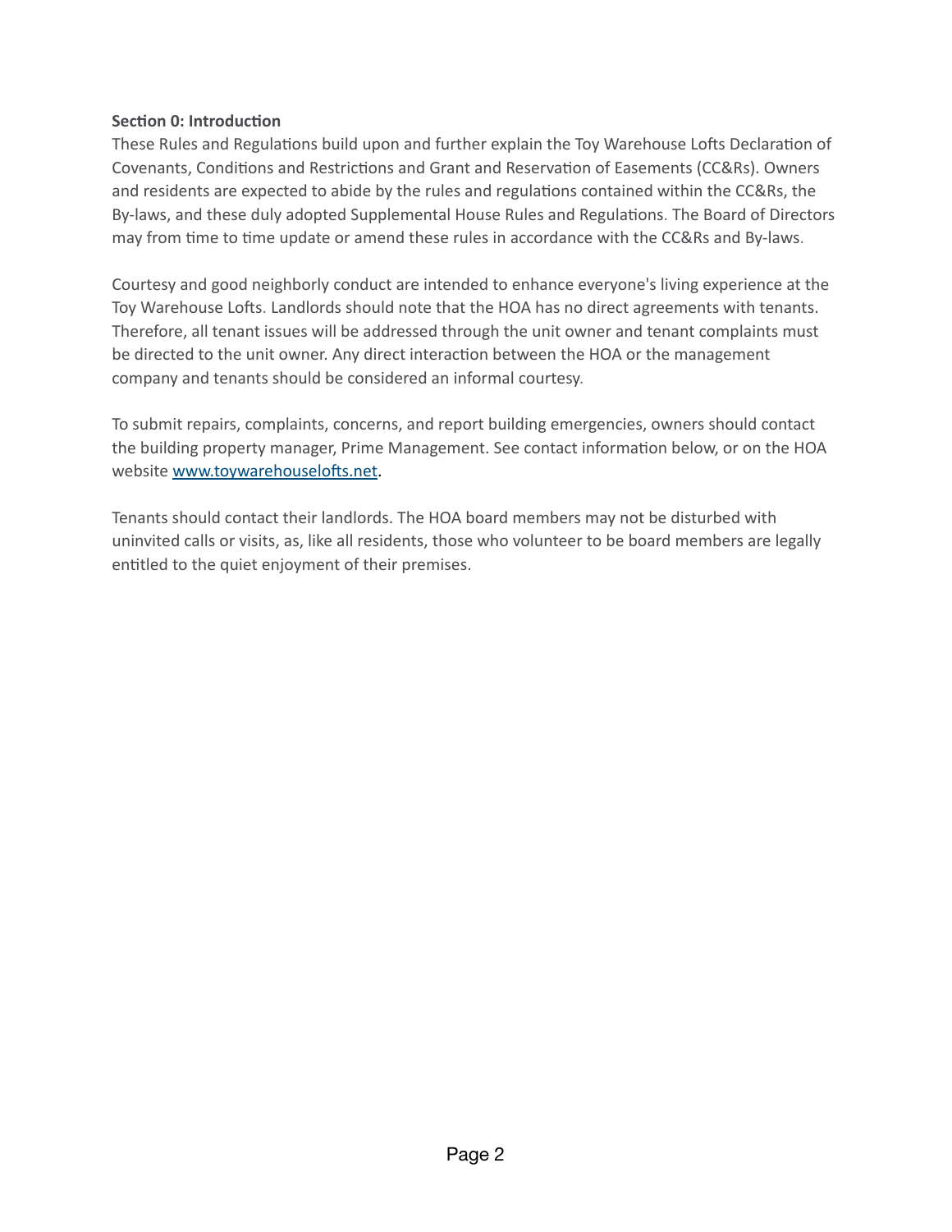**Section 0: Introduction**

These Rules and Regulations build upon and further explain the Toy Warehouse Lofts Declaration of Covenants, Conditions and Restrictions and Grant and Reservation of Easements (CC&Rs). Owners and residents are expected to abide by the rules and regulations contained within the CC&Rs, the By-laws, and these duly adopted Supplemental House Rules and Regulations. The Board of Directors may from time to time update or amend these rules in accordance with the CC&Rs and By-laws.

Courtesy and good neighborly conduct are intended to enhance everyone's living experience at the Toy Warehouse Lofts. Landlords should note that the HOA has no direct agreements with tenants. Therefore, all tenant issues will be addressed through the unit owner and tenant complaints must be directed to the unit owner. Any direct interaction between the HOA or the management company and tenants should be considered an informal courtesy.

To submit repairs, complaints, concerns, and report building emergencies, owners should contact the building property manager, Prime Management. See contact information below, or on the HOA website [www.toywarehouselofts.net](http://www.toywarehouselofts.net).

Tenants should contact their landlords. The HOA board members may not be disturbed with uninvited calls or visits, as, like all residents, those who volunteer to be board members are legally entitled to the quiet enjoyment of their premises.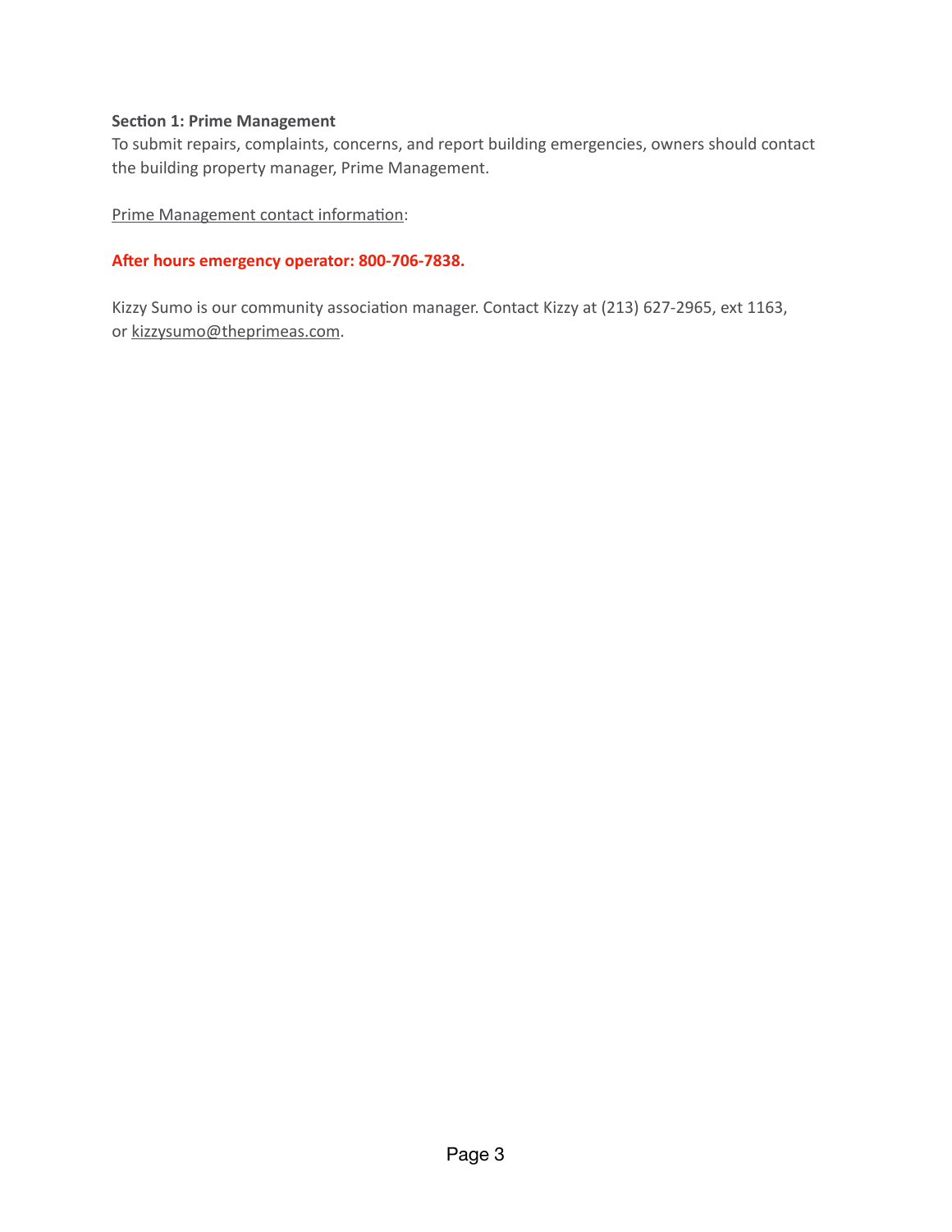**Section 1: Prime Management**

To submit repairs, complaints, concerns, and report building emergencies, owners should contact the building property manager, Prime Management.

Prime Management contact information:

**After hours emergency operator: 800-706-7838.**

Kizzy Sumo is our community association manager. Contact Kizzy at (213) 627-2965, ext 1163, or kizzysumo@theprimeas.com.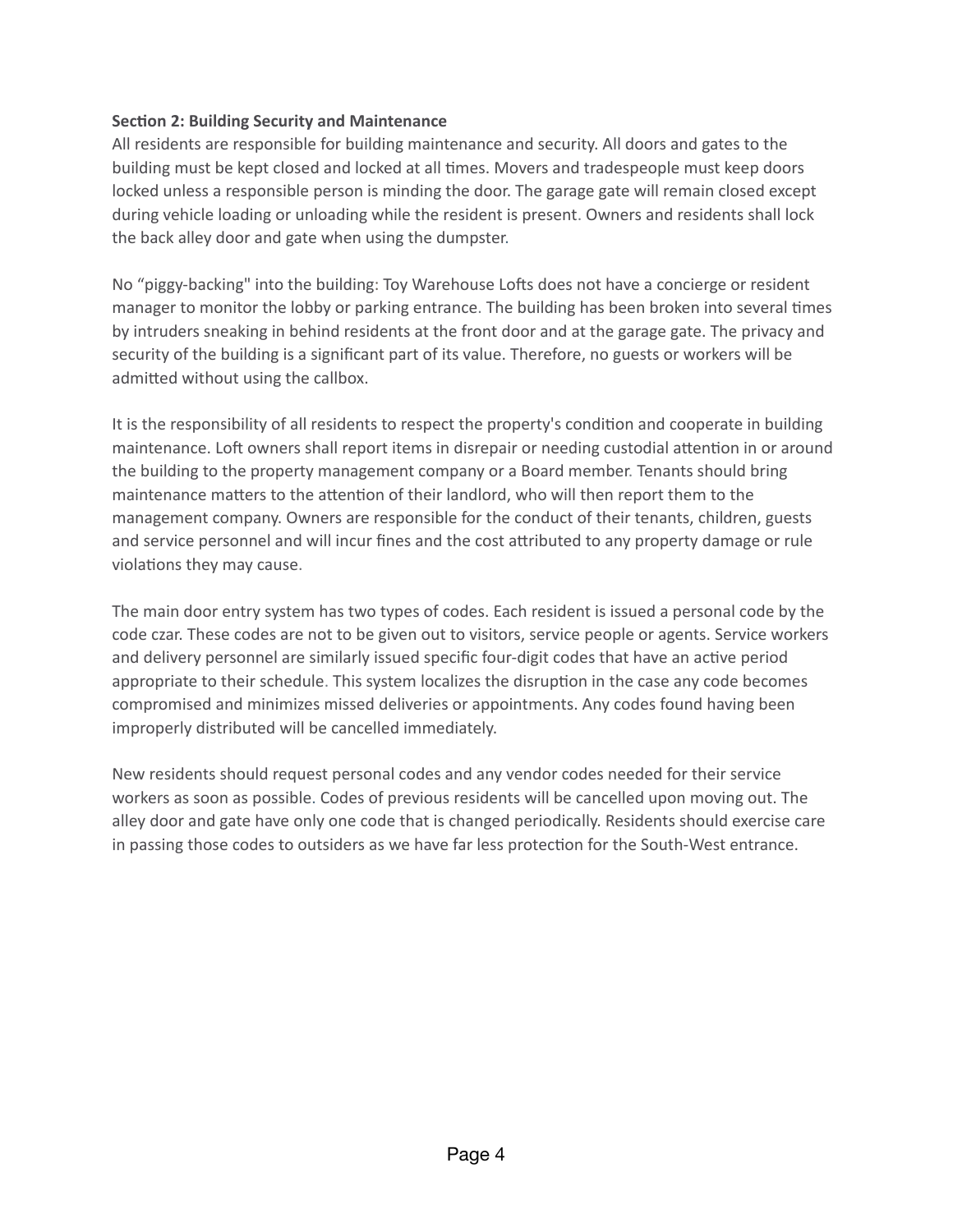**Section 2: Building Security and Maintenance**

All residents are responsible for building maintenance and security. All doors and gates to the building must be kept closed and locked at all times. Movers and tradespeople must keep doors locked unless a responsible person is minding the door. The garage gate will remain closed except during vehicle loading or unloading while the resident is present. Owners and residents shall lock the back alley door and gate when using the dumpster.

No "piggy-backing" into the building: Toy Warehouse Lofts does not have a concierge or resident manager to monitor the lobby or parking entrance. The building has been broken into several times by intruders sneaking in behind residents at the front door and at the garage gate. The privacy and security of the building is a significant part of its value. Therefore, no guests or workers will be admitted without using the callbox.

It is the responsibility of all residents to respect the property's condition and cooperate in building maintenance. Loft owners shall report items in disrepair or needing custodial attention in or around the building to the property management company or a Board member. Tenants should bring maintenance matters to the attention of their landlord, who will then report them to the management company. Owners are responsible for the conduct of their tenants, children, guests and service personnel and will incur fines and the cost attributed to any property damage or rule violations they may cause.

The main door entry system has two types of codes. Each resident is issued a personal code by the code czar. These codes are not to be given out to visitors, service people or agents. Service workers and delivery personnel are similarly issued specific four-digit codes that have an active period appropriate to their schedule. This system localizes the disruption in the case any code becomes compromised and minimizes missed deliveries or appointments. Any codes found having been improperly distributed will be cancelled immediately.

New residents should request personal codes and any vendor codes needed for their service workers as soon as possible. Codes of previous residents will be cancelled upon moving out. The alley door and gate have only one code that is changed periodically. Residents should exercise care in passing those codes to outsiders as we have far less protection for the South-West entrance.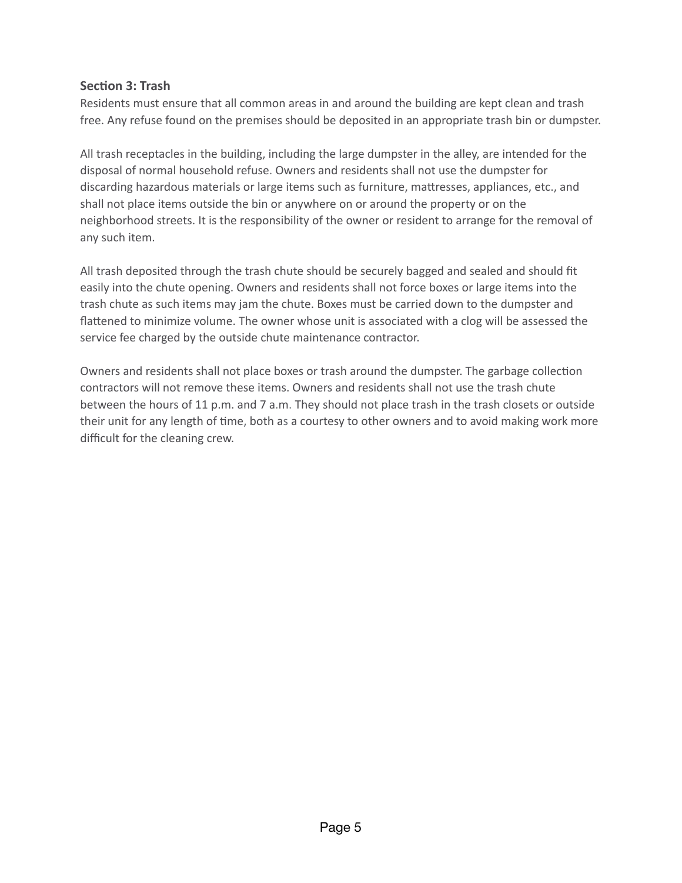**Section 3: Trash**

Residents must ensure that all common areas in and around the building are kept clean and trash free. Any refuse found on the premises should be deposited in an appropriate trash bin or dumpster.

All trash receptacles in the building, including the large dumpster in the alley, are intended for the disposal of normal household refuse. Owners and residents shall not use the dumpster for discarding hazardous materials or large items such as furniture, mattresses, appliances, etc., and shall not place items outside the bin or anywhere on or around the property or on the neighborhood streets. It is the responsibility of the owner or resident to arrange for the removal of any such item.

All trash deposited through the trash chute should be securely bagged and sealed and should fit easily into the chute opening. Owners and residents shall not force boxes or large items into the trash chute as such items may jam the chute. Boxes must be carried down to the dumpster and flattened to minimize volume. The owner whose unit is associated with a clog will be assessed the service fee charged by the outside chute maintenance contractor.

Owners and residents shall not place boxes or trash around the dumpster. The garbage collection contractors will not remove these items. Owners and residents shall not use the trash chute between the hours of 11 p.m. and 7 a.m. They should not place trash in the trash closets or outside their unit for any length of time, both as a courtesy to other owners and to avoid making work more difficult for the cleaning crew.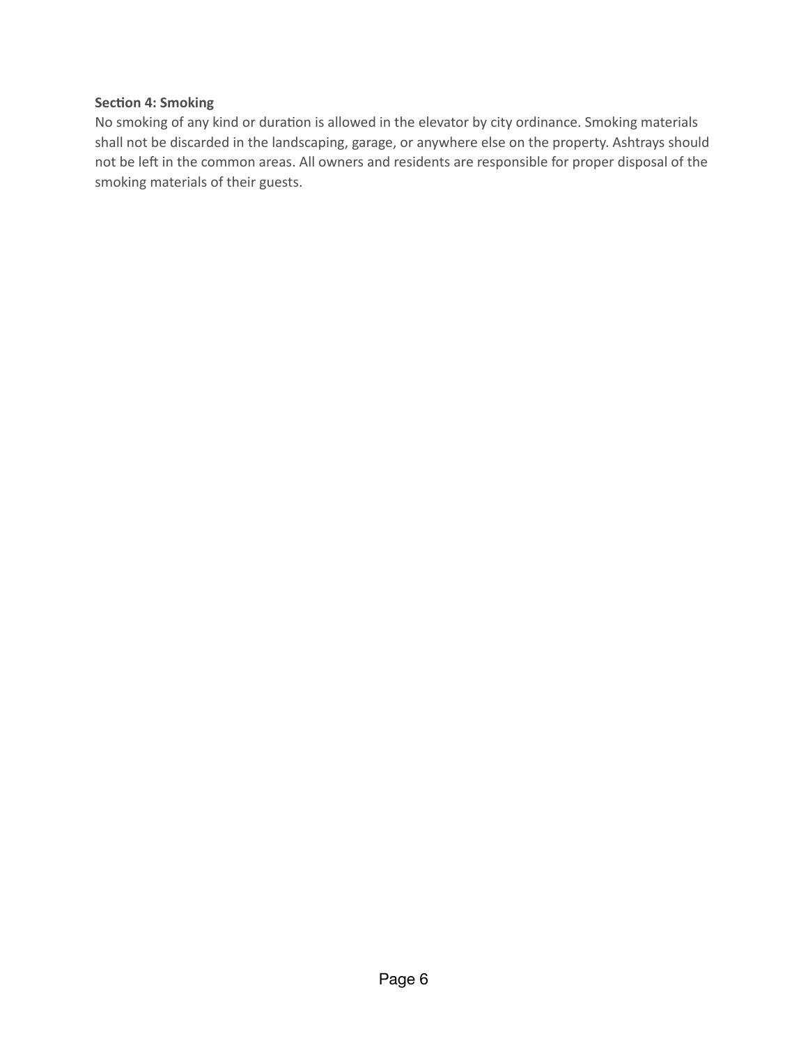**Section 4: Smoking**

No smoking of any kind or duration is allowed in the elevator by city ordinance. Smoking materials shall not be discarded in the landscaping, garage, or anywhere else on the property. Ashtrays should not be left in the common areas. All owners and residents are responsible for proper disposal of the smoking materials of their guests.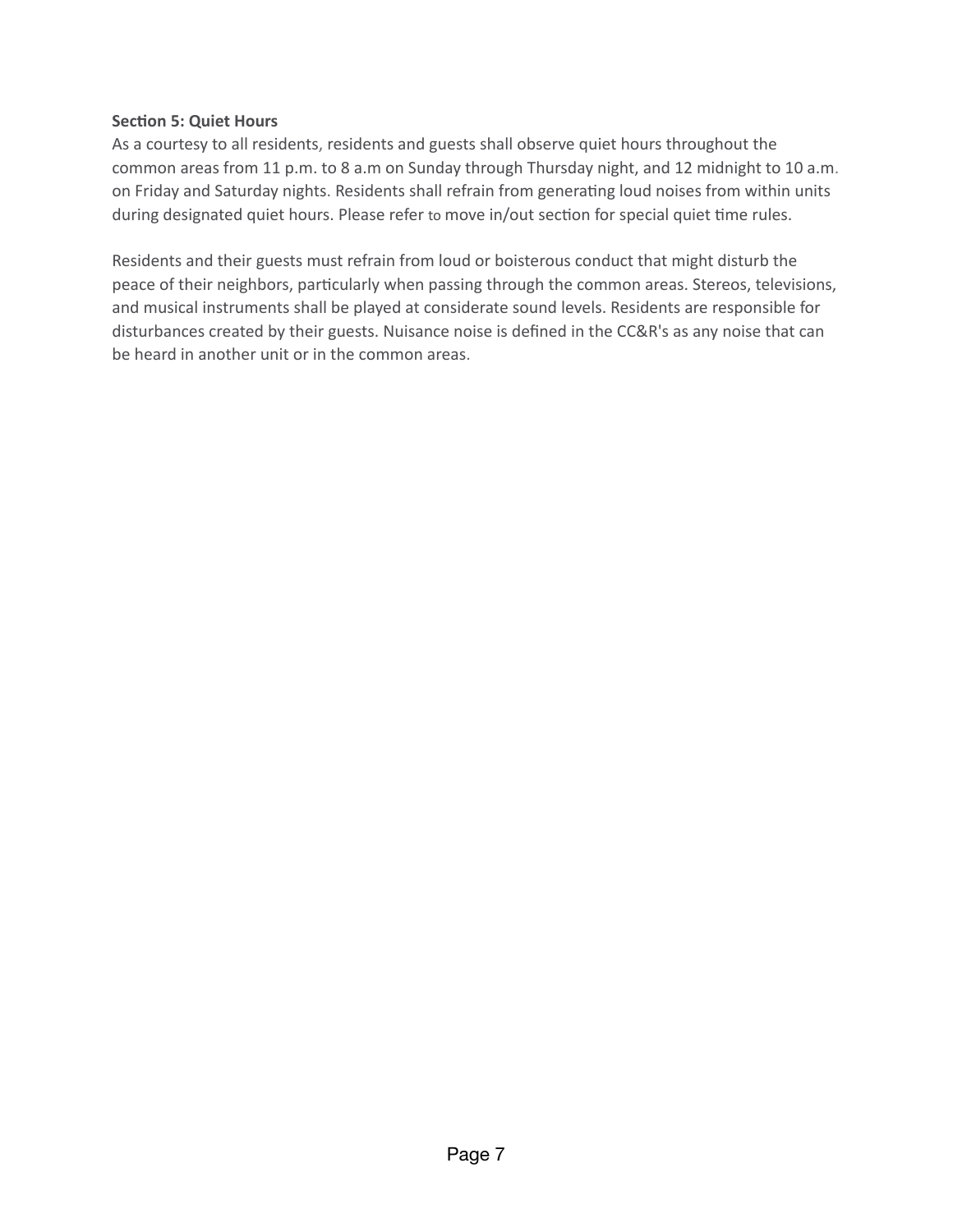**Section 5: Quiet Hours**

As a courtesy to all residents, residents and guests shall observe quiet hours throughout the common areas from 11 p.m. to 8 a.m on Sunday through Thursday night, and 12 midnight to 10 a.m. on Friday and Saturday nights. Residents shall refrain from generating loud noises from within units during designated quiet hours. Please refer to move in/out section for special quiet time rules.

Residents and their guests must refrain from loud or boisterous conduct that might disturb the peace of their neighbors, particularly when passing through the common areas. Stereos, televisions, and musical instruments shall be played at considerate sound levels. Residents are responsible for disturbances created by their guests. Nuisance noise is defined in the CC&R's as any noise that can be heard in another unit or in the common areas.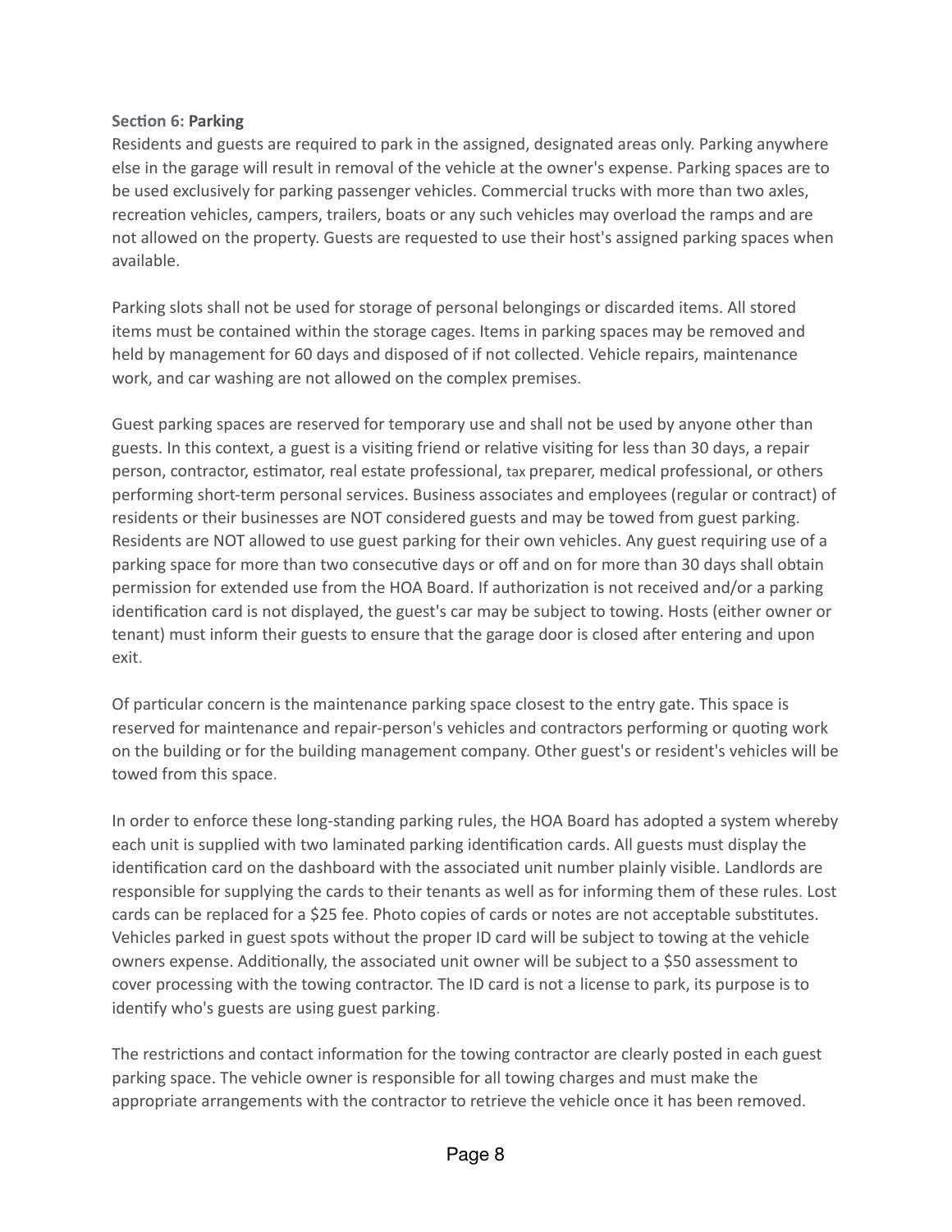**Section 6: Parking**

Residents and guests are required to park in the assigned, designated areas only. Parking anywhere else in the garage will result in removal of the vehicle at the owner's expense. Parking spaces are to be used exclusively for parking passenger vehicles. Commercial trucks with more than two axles, recreation vehicles, campers, trailers, boats or any such vehicles may overload the ramps and are not allowed on the property. Guests are requested to use their host's assigned parking spaces when available.

Parking slots shall not be used for storage of personal belongings or discarded items. All stored items must be contained within the storage cages. Items in parking spaces may be removed and held by management for 60 days and disposed of if not collected. Vehicle repairs, maintenance work, and car washing are not allowed on the complex premises.

Guest parking spaces are reserved for temporary use and shall not be used by anyone other than guests. In this context, a guest is a visiting friend or relative visiting for less than 30 days, a repair person, contractor, estimator, real estate professional, tax preparer, medical professional, or others performing short-term personal services. Business associates and employees (regular or contract) of residents or their businesses are NOT considered guests and may be towed from guest parking. Residents are NOT allowed to use guest parking for their own vehicles. Any guest requiring use of a parking space for more than two consecutive days or off and on for more than 30 days shall obtain permission for extended use from the HOA Board. If authorization is not received and/or a parking identification card is not displayed, the guest's car may be subject to towing. Hosts (either owner or tenant) must inform their guests to ensure that the garage door is closed after entering and upon exit.

Of particular concern is the maintenance parking space closest to the entry gate. This space is reserved for maintenance and repair-person's vehicles and contractors performing or quoting work on the building or for the building management company. Other guest's or resident's vehicles will be towed from this space.

In order to enforce these long-standing parking rules, the HOA Board has adopted a system whereby each unit is supplied with two laminated parking identification cards. All guests must display the identification card on the dashboard with the associated unit number plainly visible. Landlords are responsible for supplying the cards to their tenants as well as for informing them of these rules. Lost cards can be replaced for a $25 fee. Photo copies of cards or notes are not acceptable substitutes. Vehicles parked in guest spots without the proper ID card will be subject to towing at the vehicle owners expense. Additionally, the associated unit owner will be subject to a $50 assessment to cover processing with the towing contractor. The ID card is not a license to park, its purpose is to identify who's guests are using guest parking.

The restrictions and contact information for the towing contractor are clearly posted in each guest parking space. The vehicle owner is responsible for all towing charges and must make the appropriate arrangements with the contractor to retrieve the vehicle once it has been removed.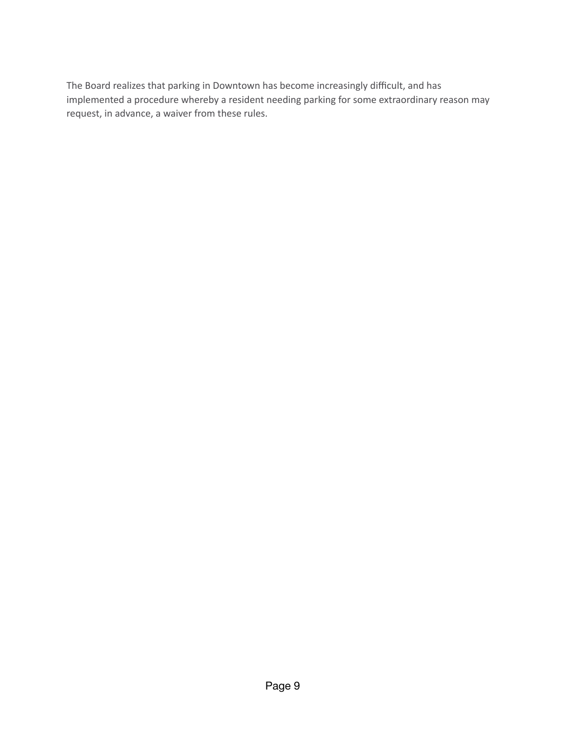The Board realizes that parking in Downtown has become increasingly difficult, and has implemented a procedure whereby a resident needing parking for some extraordinary reason may request, in advance, a waiver from these rules.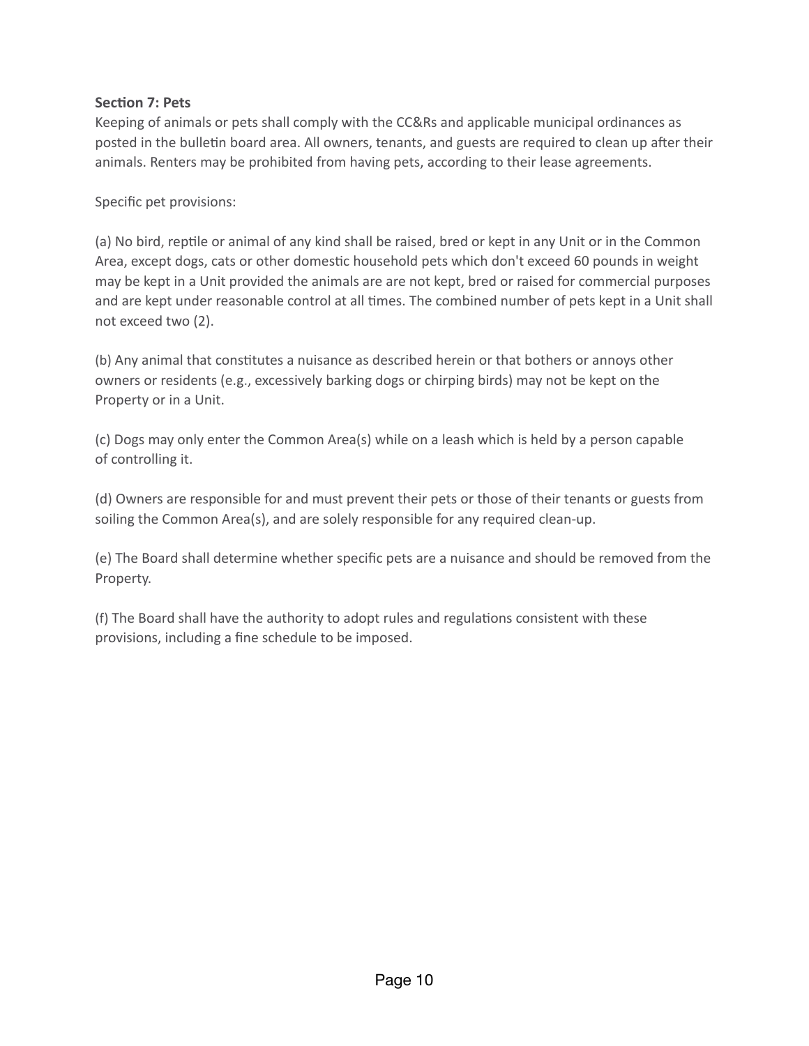**Section 7: Pets**

Keeping of animals or pets shall comply with the CC&Rs and applicable municipal ordinances as posted in the bulletin board area. All owners, tenants, and guests are required to clean up after their animals. Renters may be prohibited from having pets, according to their lease agreements.

Specific pet provisions:

(a) No bird, reptile or animal of any kind shall be raised, bred or kept in any Unit or in the Common Area, except dogs, cats or other domestic household pets which don't exceed 60 pounds in weight may be kept in a Unit provided the animals are are not kept, bred or raised for commercial purposes and are kept under reasonable control at all times. The combined number of pets kept in a Unit shall not exceed two (2).

(b) Any animal that constitutes a nuisance as described herein or that bothers or annoys other owners or residents (e.g., excessively barking dogs or chirping birds) may not be kept on the Property or in a Unit.

(c) Dogs may only enter the Common Area(s) while on a leash which is held by a person capable of controlling it.

(d) Owners are responsible for and must prevent their pets or those of their tenants or guests from soiling the Common Area(s), and are solely responsible for any required clean-up.

(e) The Board shall determine whether specific pets are a nuisance and should be removed from the Property.

(f) The Board shall have the authority to adopt rules and regulations consistent with these provisions, including a fine schedule to be imposed.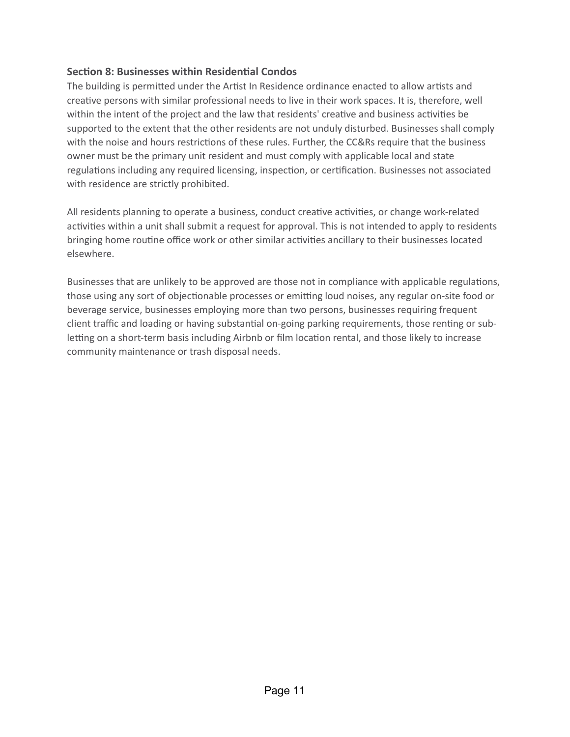## Section 8: Businesses within Residential Condos

The building is permitted under the Artist In Residence ordinance enacted to allow artists and creative persons with similar professional needs to live in their work spaces. It is, therefore, well within the intent of the project and the law that residents' creative and business activities be supported to the extent that the other residents are not unduly disturbed. Businesses shall comply with the noise and hours restrictions of these rules. Further, the CC&Rs require that the business owner must be the primary unit resident and must comply with applicable local and state regulations including any required licensing, inspection, or certification. Businesses not associated with residence are strictly prohibited.

All residents planning to operate a business, conduct creative activities, or change work-related activities within a unit shall submit a request for approval. This is not intended to apply to residents bringing home routine office work or other similar activities ancillary to their businesses located elsewhere.

Businesses that are unlikely to be approved are those not in compliance with applicable regulations, those using any sort of objectionable processes or emitting loud noises, any regular on-site food or beverage service, businesses employing more than two persons, businesses requiring frequent client traffic and loading or having substantial on-going parking requirements, those renting or sub-letting on a short-term basis including Airbnb or film location rental, and those likely to increase community maintenance or trash disposal needs.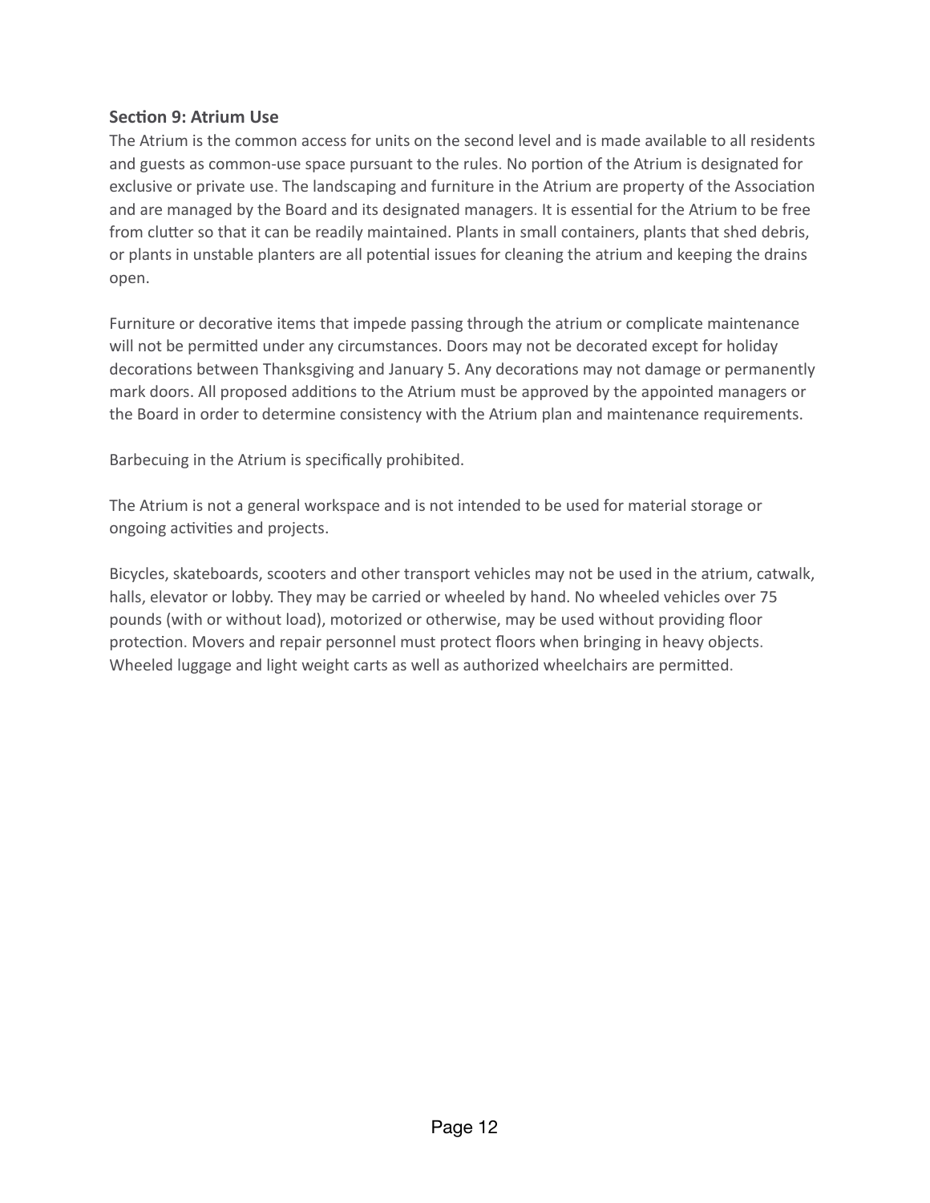**Section 9: Atrium Use**

The Atrium is the common access for units on the second level and is made available to all residents and guests as common-use space pursuant to the rules. No portion of the Atrium is designated for exclusive or private use. The landscaping and furniture in the Atrium are property of the Association and are managed by the Board and its designated managers. It is essential for the Atrium to be free from clutter so that it can be readily maintained. Plants in small containers, plants that shed debris, or plants in unstable planters are all potential issues for cleaning the atrium and keeping the drains open.

Furniture or decorative items that impede passing through the atrium or complicate maintenance will not be permitted under any circumstances. Doors may not be decorated except for holiday decorations between Thanksgiving and January 5. Any decorations may not damage or permanently mark doors. All proposed additions to the Atrium must be approved by the appointed managers or the Board in order to determine consistency with the Atrium plan and maintenance requirements.

Barbecuing in the Atrium is specifically prohibited.

The Atrium is not a general workspace and is not intended to be used for material storage or ongoing activities and projects.

Bicycles, skateboards, scooters and other transport vehicles may not be used in the atrium, catwalk, halls, elevator or lobby. They may be carried or wheeled by hand. No wheeled vehicles over 75 pounds (with or without load), motorized or otherwise, may be used without providing floor protection. Movers and repair personnel must protect floors when bringing in heavy objects. Wheeled luggage and light weight carts as well as authorized wheelchairs are permitted.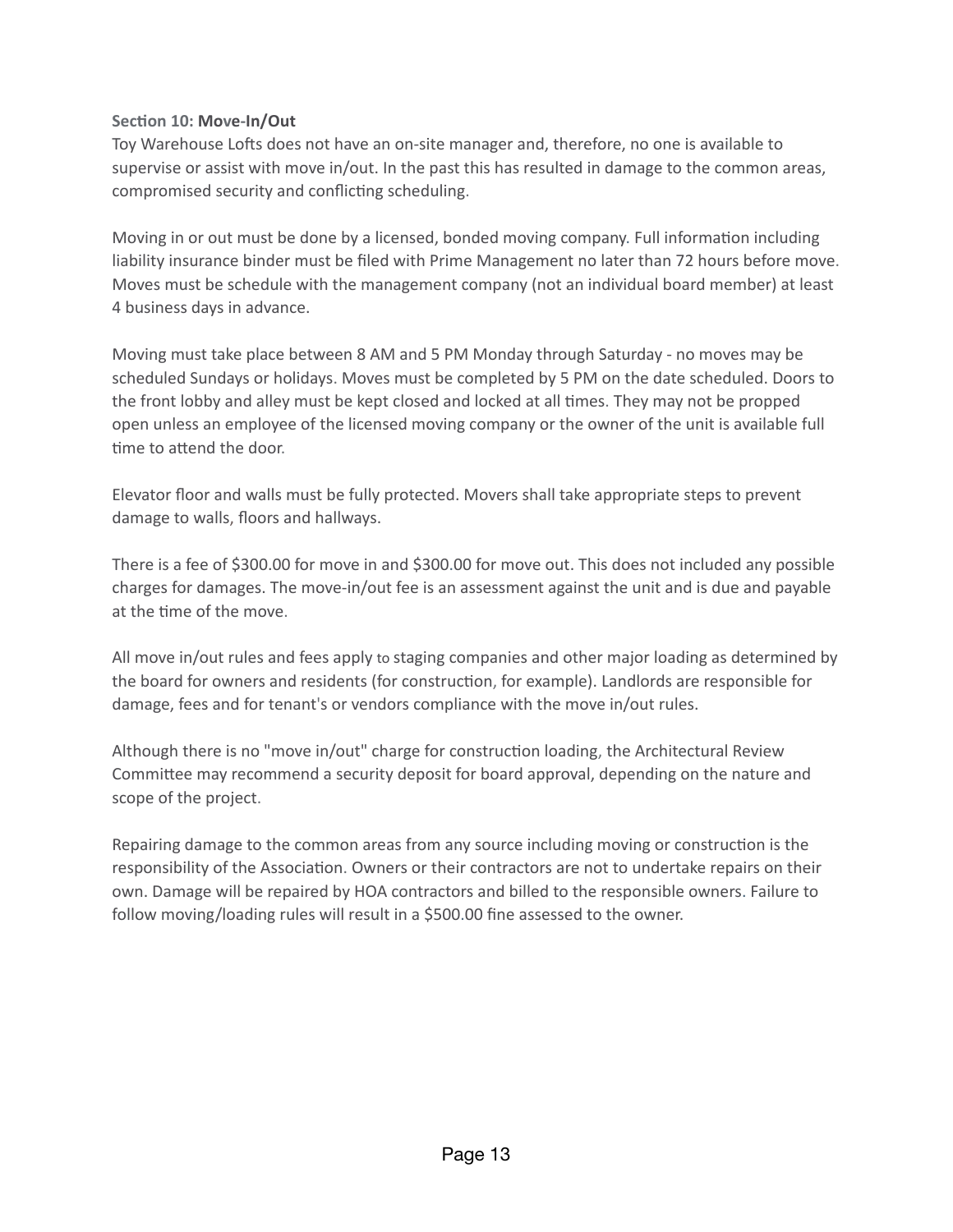### Section 10: Move-In/Out

Toy Warehouse Lofts does not have an on-site manager and, therefore, no one is available to supervise or assist with move in/out. In the past this has resulted in damage to the common areas, compromised security and conflicting scheduling.

Moving in or out must be done by a licensed, bonded moving company. Full information including liability insurance binder must be filed with Prime Management no later than 72 hours before move. Moves must be schedule with the management company (not an individual board member) at least 4 business days in advance.

Moving must take place between 8 AM and 5 PM Monday through Saturday - no moves may be scheduled Sundays or holidays. Moves must be completed by 5 PM on the date scheduled. Doors to the front lobby and alley must be kept closed and locked at all times. They may not be propped open unless an employee of the licensed moving company or the owner of the unit is available full time to attend the door.

Elevator floor and walls must be fully protected. Movers shall take appropriate steps to prevent damage to walls, floors and hallways.

There is a fee of $300.00 for move in and $300.00 for move out. This does not included any possible charges for damages. The move-in/out fee is an assessment against the unit and is due and payable at the time of the move.

All move in/out rules and fees apply to staging companies and other major loading as determined by the board for owners and residents (for construction, for example). Landlords are responsible for damage, fees and for tenant's or vendors compliance with the move in/out rules.

Although there is no "move in/out" charge for construction loading, the Architectural Review Committee may recommend a security deposit for board approval, depending on the nature and scope of the project.

Repairing damage to the common areas from any source including moving or construction is the responsibility of the Association. Owners or their contractors are not to undertake repairs on their own. Damage will be repaired by HOA contractors and billed to the responsible owners. Failure to follow moving/loading rules will result in a $500.00 fine assessed to the owner.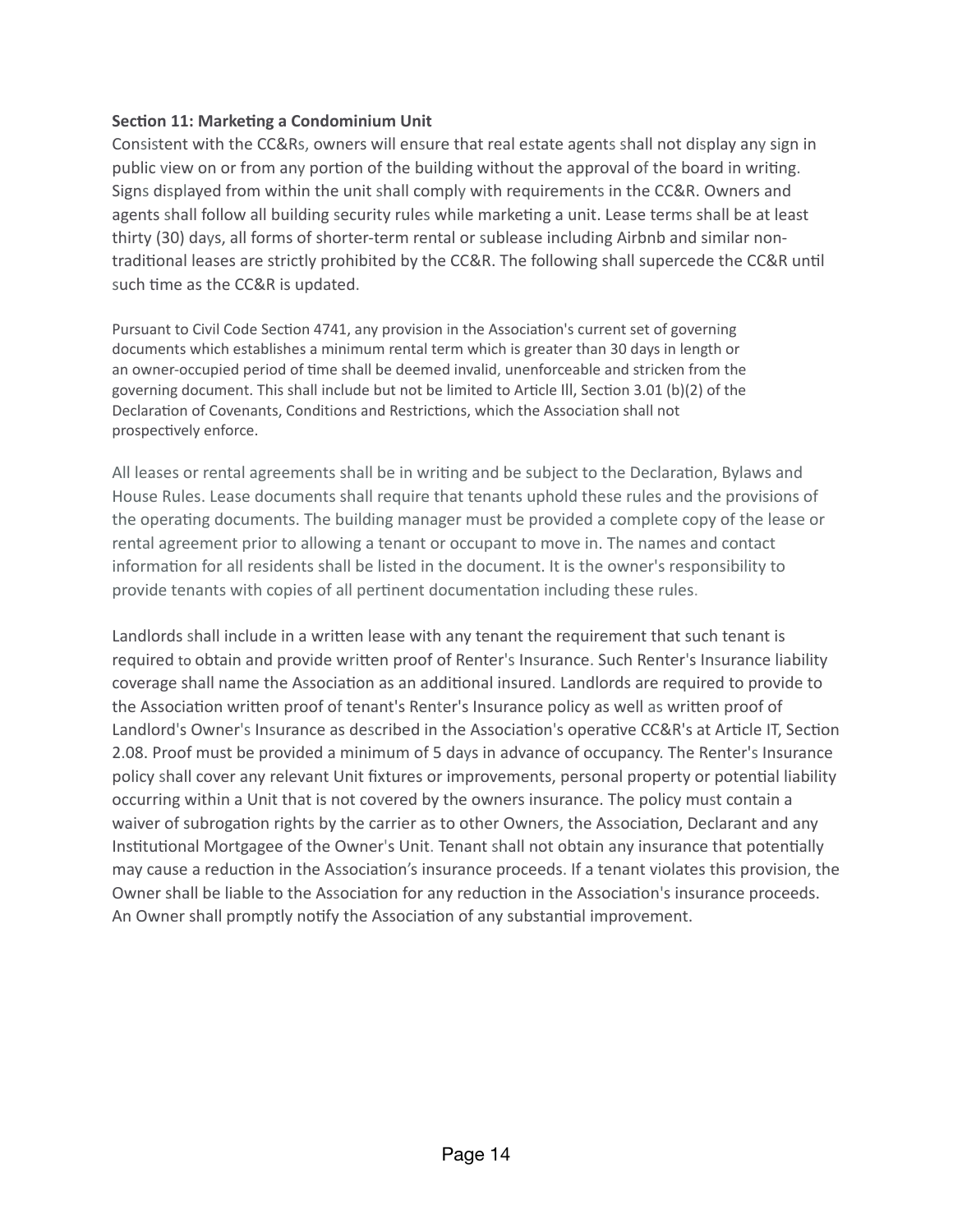**Section 11: Marketing a Condominium Unit**

Consistent with the CC&Rs, owners will ensure that real estate agents shall not display any sign in public view on or from any portion of the building without the approval of the board in writing. Signs displayed from within the unit shall comply with requirements in the CC&R. Owners and agents shall follow all building security rules while marketing a unit. Lease terms shall be at least thirty (30) days, all forms of shorter-term rental or sublease including Airbnb and similar non-traditional leases are strictly prohibited by the CC&R. The following shall supercede the CC&R until such time as the CC&R is updated.

Pursuant to Civil Code Section 4741, any provision in the Association's current set of governing documents which establishes a minimum rental term which is greater than 30 days in length or an owner-occupied period of time shall be deemed invalid, unenforceable and stricken from the governing document. This shall include but not be limited to Article Ill, Section 3.01 (b)(2) of the Declaration of Covenants, Conditions and Restrictions, which the Association shall not prospectively enforce.

All leases or rental agreements shall be in writing and be subject to the Declaration, Bylaws and House Rules. Lease documents shall require that tenants uphold these rules and the provisions of the operating documents. The building manager must be provided a complete copy of the lease or rental agreement prior to allowing a tenant or occupant to move in. The names and contact information for all residents shall be listed in the document. It is the owner's responsibility to provide tenants with copies of all pertinent documentation including these rules.

Landlords shall include in a written lease with any tenant the requirement that such tenant is required to obtain and provide written proof of Renter's Insurance. Such Renter's Insurance liability coverage shall name the Association as an additional insured. Landlords are required to provide to the Association written proof of tenant's Renter's Insurance policy as well as written proof of Landlord's Owner's Insurance as described in the Association's operative CC&R's at Article IT, Section 2.08. Proof must be provided a minimum of 5 days in advance of occupancy. The Renter's Insurance policy shall cover any relevant Unit fixtures or improvements, personal property or potential liability occurring within a Unit that is not covered by the owners insurance. The policy must contain a waiver of subrogation rights by the carrier as to other Owners, the Association, Declarant and any Institutional Mortgagee of the Owner's Unit. Tenant shall not obtain any insurance that potentially may cause a reduction in the Association's insurance proceeds. If a tenant violates this provision, the Owner shall be liable to the Association for any reduction in the Association's insurance proceeds. An Owner shall promptly notify the Association of any substantial improvement.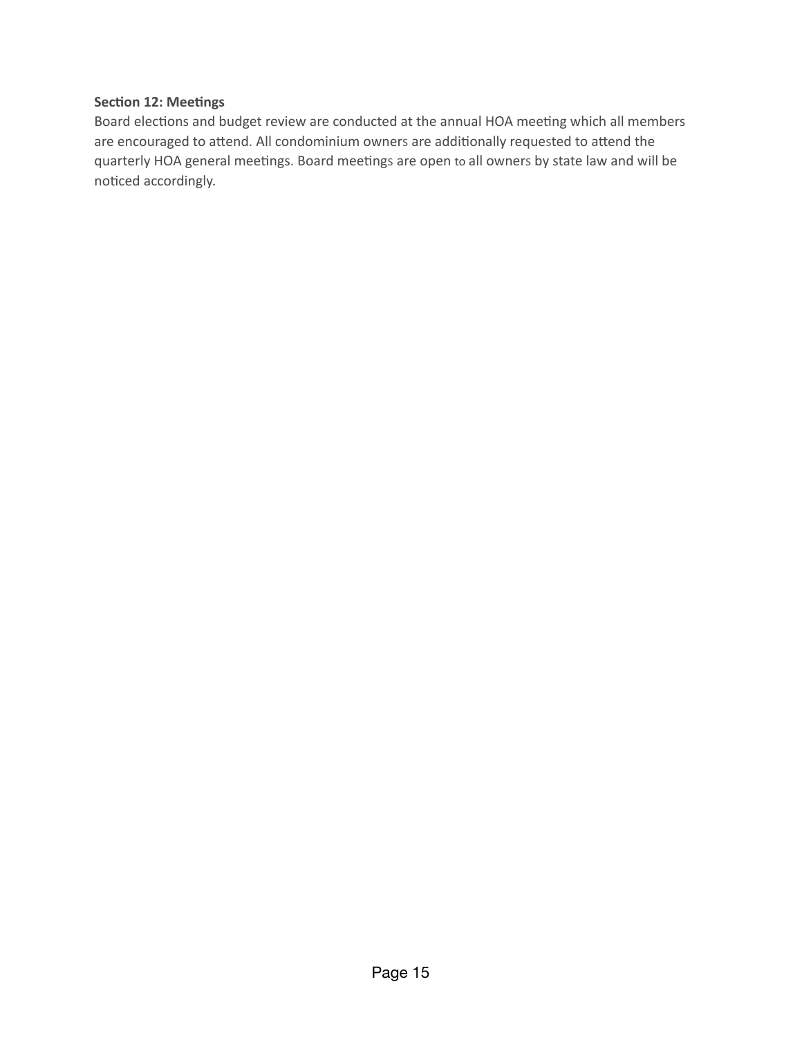**Section 12: Meetings**

Board elections and budget review are conducted at the annual HOA meeting which all members are encouraged to attend. All condominium owners are additionally requested to attend the quarterly HOA general meetings. Board meetings are open to all owners by state law and will be noticed accordingly.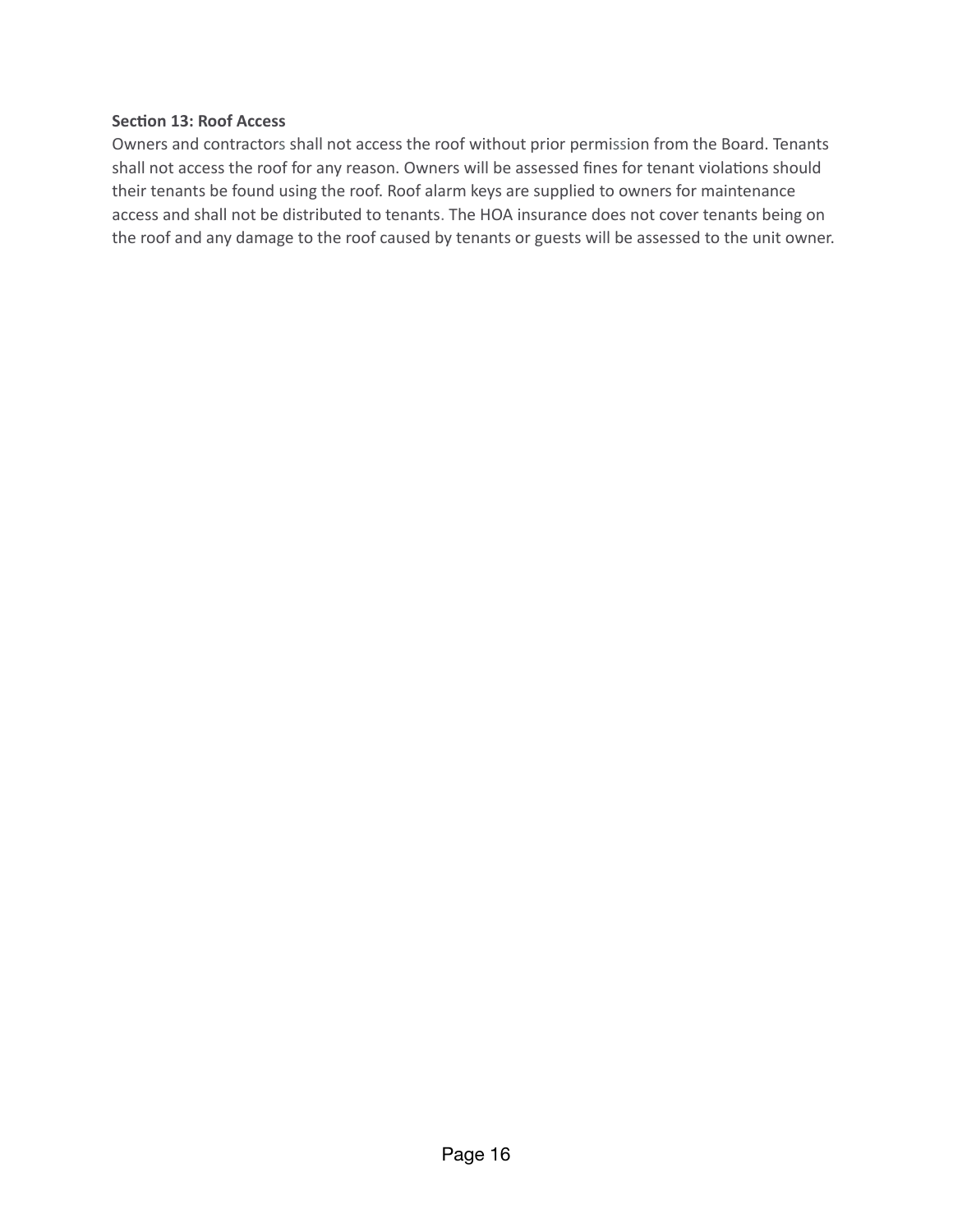**Section 13: Roof Access**

Owners and contractors shall not access the roof without prior permission from the Board. Tenants shall not access the roof for any reason. Owners will be assessed fines for tenant violations should their tenants be found using the roof. Roof alarm keys are supplied to owners for maintenance access and shall not be distributed to tenants. The HOA insurance does not cover tenants being on the roof and any damage to the roof caused by tenants or guests will be assessed to the unit owner.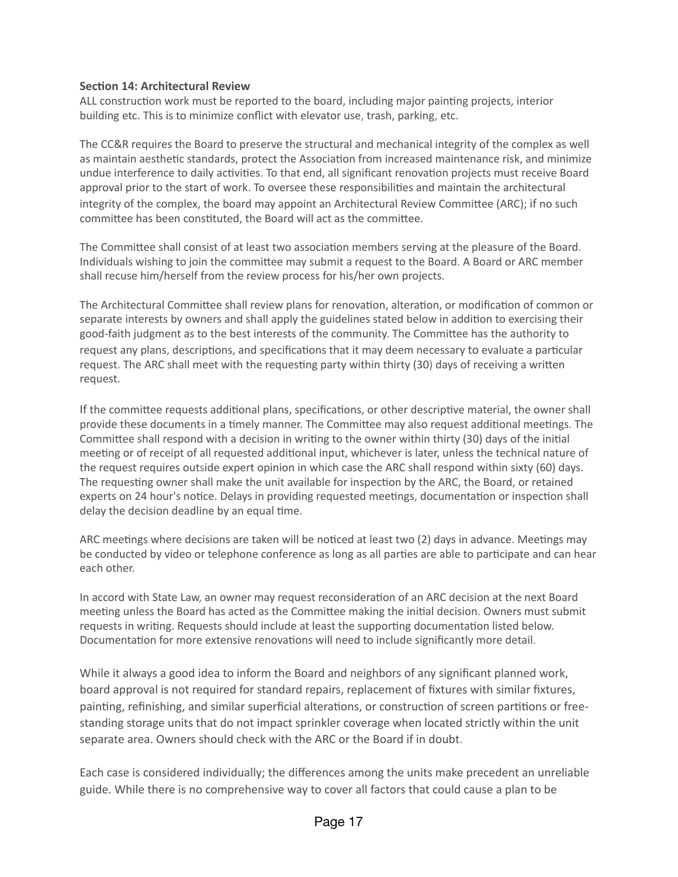**Section 14: Architectural Review**

ALL construction work must be reported to the board, including major painting projects, interior building etc. This is to minimize conflict with elevator use, trash, parking, etc.

The CC&R requires the Board to preserve the structural and mechanical integrity of the complex as well as maintain aesthetic standards, protect the Association from increased maintenance risk, and minimize undue interference to daily activities. To that end, all significant renovation projects must receive Board approval prior to the start of work. To oversee these responsibilities and maintain the architectural integrity of the complex, the board may appoint an Architectural Review Committee (ARC); if no such committee has been constituted, the Board will act as the committee.

The Committee shall consist of at least two association members serving at the pleasure of the Board. Individuals wishing to join the committee may submit a request to the Board. A Board or ARC member shall recuse him/herself from the review process for his/her own projects.

The Architectural Committee shall review plans for renovation, alteration, or modification of common or separate interests by owners and shall apply the guidelines stated below in addition to exercising their good-faith judgment as to the best interests of the community. The Committee has the authority to request any plans, descriptions, and specifications that it may deem necessary to evaluate a particular request. The ARC shall meet with the requesting party within thirty (30) days of receiving a written request.

If the committee requests additional plans, specifications, or other descriptive material, the owner shall provide these documents in a timely manner. The Committee may also request additional meetings. The Committee shall respond with a decision in writing to the owner within thirty (30) days of the initial meeting or of receipt of all requested additional input, whichever is later, unless the technical nature of the request requires outside expert opinion in which case the ARC shall respond within sixty (60) days. The requesting owner shall make the unit available for inspection by the ARC, the Board, or retained experts on 24 hour's notice. Delays in providing requested meetings, documentation or inspection shall delay the decision deadline by an equal time.

ARC meetings where decisions are taken will be noticed at least two (2) days in advance. Meetings may be conducted by video or telephone conference as long as all parties are able to participate and can hear each other.

In accord with State Law, an owner may request reconsideration of an ARC decision at the next Board meeting unless the Board has acted as the Committee making the initial decision. Owners must submit requests in writing. Requests should include at least the supporting documentation listed below. Documentation for more extensive renovations will need to include significantly more detail.

While it always a good idea to inform the Board and neighbors of any significant planned work, board approval is not required for standard repairs, replacement of fixtures with similar fixtures, painting, refinishing, and similar superficial alterations, or construction of screen partitions or free-standing storage units that do not impact sprinkler coverage when located strictly within the unit separate area. Owners should check with the ARC or the Board if in doubt.

Each case is considered individually; the differences among the units make precedent an unreliable guide. While there is no comprehensive way to cover all factors that could cause a plan to be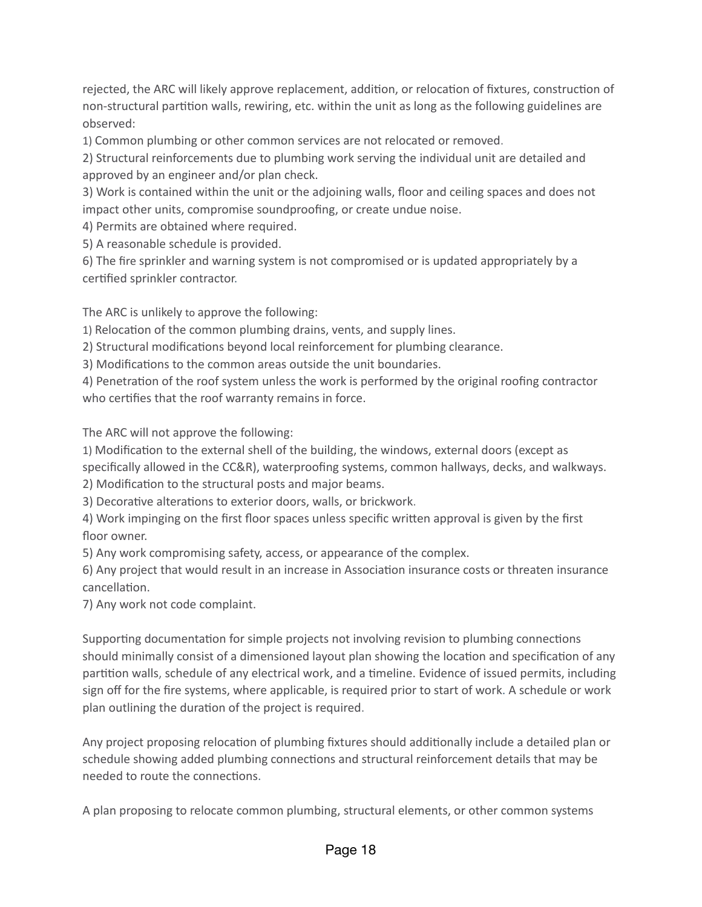rejected, the ARC will likely approve replacement, addition, or relocation of fixtures, construction of non-structural partition walls, rewiring, etc. within the unit as long as the following guidelines are observed:

1) Common plumbing or other common services are not relocated or removed.
2) Structural reinforcements due to plumbing work serving the individual unit are detailed and approved by an engineer and/or plan check.
3) Work is contained within the unit or the adjoining walls, floor and ceiling spaces and does not impact other units, compromise soundproofing, or create undue noise.
4) Permits are obtained where required.
5) A reasonable schedule is provided.
6) The fire sprinkler and warning system is not compromised or is updated appropriately by a certified sprinkler contractor.

The ARC is unlikely to approve the following:

1) Relocation of the common plumbing drains, vents, and supply lines.
2) Structural modifications beyond local reinforcement for plumbing clearance.
3) Modifications to the common areas outside the unit boundaries.
4) Penetration of the roof system unless the work is performed by the original roofing contractor who certifies that the roof warranty remains in force.

The ARC will not approve the following:

1) Modification to the external shell of the building, the windows, external doors (except as specifically allowed in the CC&R), waterproofing systems, common hallways, decks, and walkways.
2) Modification to the structural posts and major beams.
3) Decorative alterations to exterior doors, walls, or brickwork.
4) Work impinging on the first floor spaces unless specific written approval is given by the first floor owner.
5) Any work compromising safety, access, or appearance of the complex.
6) Any project that would result in an increase in Association insurance costs or threaten insurance cancellation.
7) Any work not code complaint.

Supporting documentation for simple projects not involving revision to plumbing connections should minimally consist of a dimensioned layout plan showing the location and specification of any partition walls, schedule of any electrical work, and a timeline. Evidence of issued permits, including sign off for the fire systems, where applicable, is required prior to start of work. A schedule or work plan outlining the duration of the project is required.

Any project proposing relocation of plumbing fixtures should additionally include a detailed plan or schedule showing added plumbing connections and structural reinforcement details that may be needed to route the connections.

A plan proposing to relocate common plumbing, structural elements, or other common systems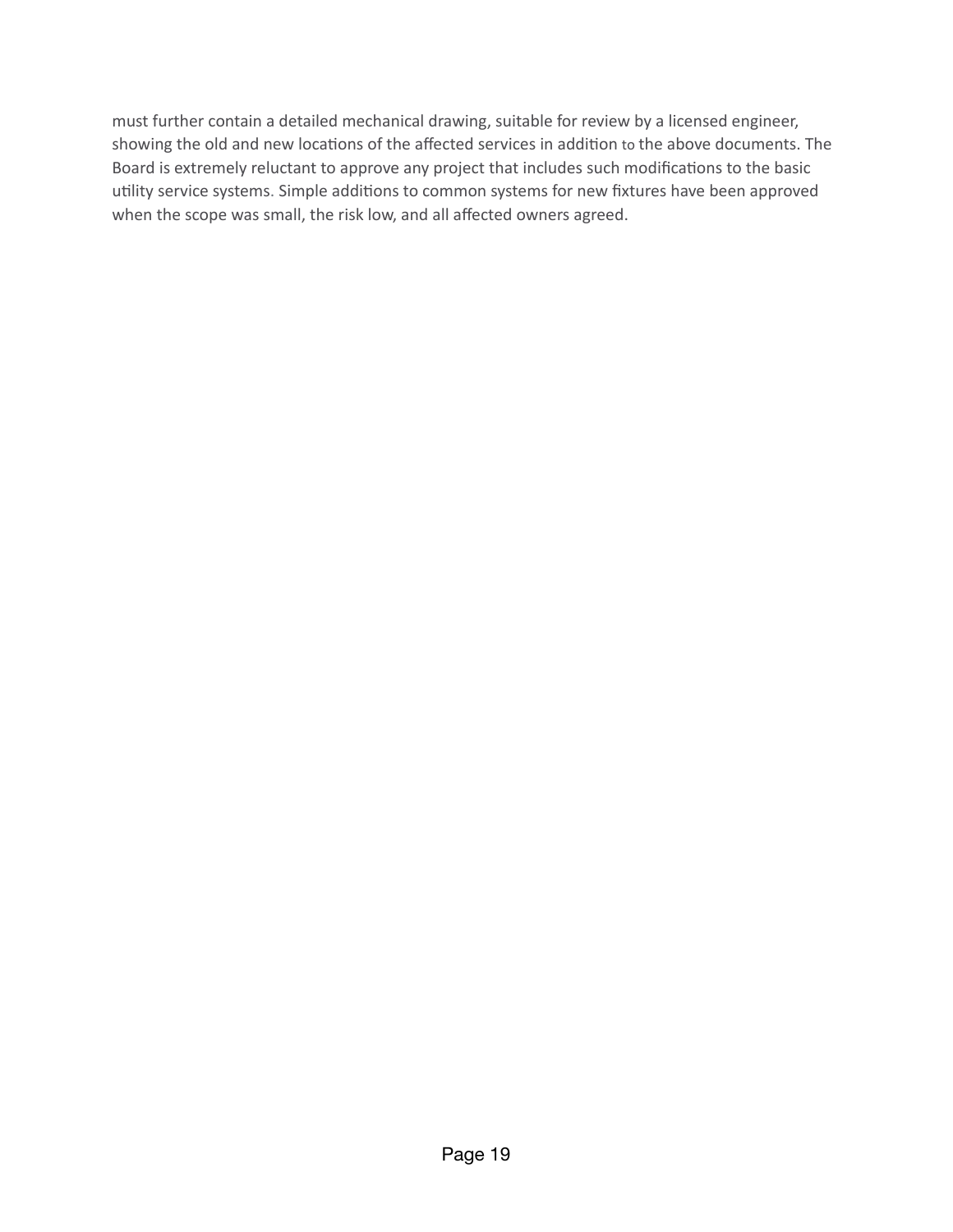must further contain a detailed mechanical drawing, suitable for review by a licensed engineer, showing the old and new locations of the affected services in addition to the above documents. The Board is extremely reluctant to approve any project that includes such modifications to the basic utility service systems. Simple additions to common systems for new fixtures have been approved when the scope was small, the risk low, and all affected owners agreed.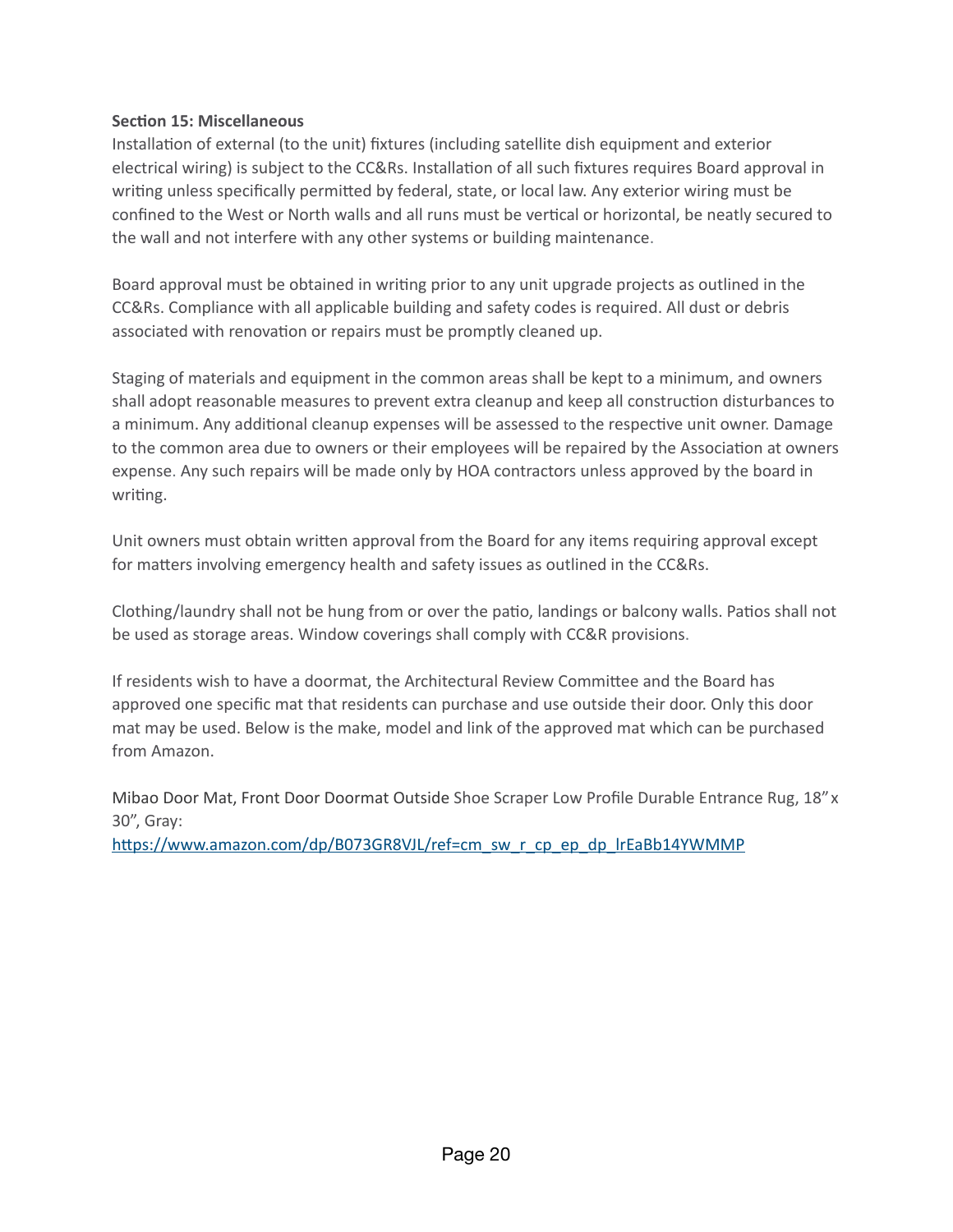**Section 15: Miscellaneous**

Installation of external (to the unit) fixtures (including satellite dish equipment and exterior electrical wiring) is subject to the CC&Rs. Installation of all such fixtures requires Board approval in writing unless specifically permitted by federal, state, or local law. Any exterior wiring must be confined to the West or North walls and all runs must be vertical or horizontal, be neatly secured to the wall and not interfere with any other systems or building maintenance.

Board approval must be obtained in writing prior to any unit upgrade projects as outlined in the CC&Rs. Compliance with all applicable building and safety codes is required. All dust or debris associated with renovation or repairs must be promptly cleaned up.

Staging of materials and equipment in the common areas shall be kept to a minimum, and owners shall adopt reasonable measures to prevent extra cleanup and keep all construction disturbances to a minimum. Any additional cleanup expenses will be assessed to the respective unit owner. Damage to the common area due to owners or their employees will be repaired by the Association at owners expense. Any such repairs will be made only by HOA contractors unless approved by the board in writing.

Unit owners must obtain written approval from the Board for any items requiring approval except for matters involving emergency health and safety issues as outlined in the CC&Rs.

Clothing/laundry shall not be hung from or over the patio, landings or balcony walls. Patios shall not be used as storage areas. Window coverings shall comply with CC&R provisions.

If residents wish to have a doormat, the Architectural Review Committee and the Board has approved one specific mat that residents can purchase and use outside their door. Only this door mat may be used. Below is the make, model and link of the approved mat which can be purchased from Amazon.

Mibao Door Mat, Front Door Doormat Outside Shoe Scraper Low Profile Durable Entrance Rug, 18" x 30", Gray:
https://www.amazon.com/dp/B073GR8VJL/ref=cm_sw_r_cp_ep_dp_lrEaBb14YWMMP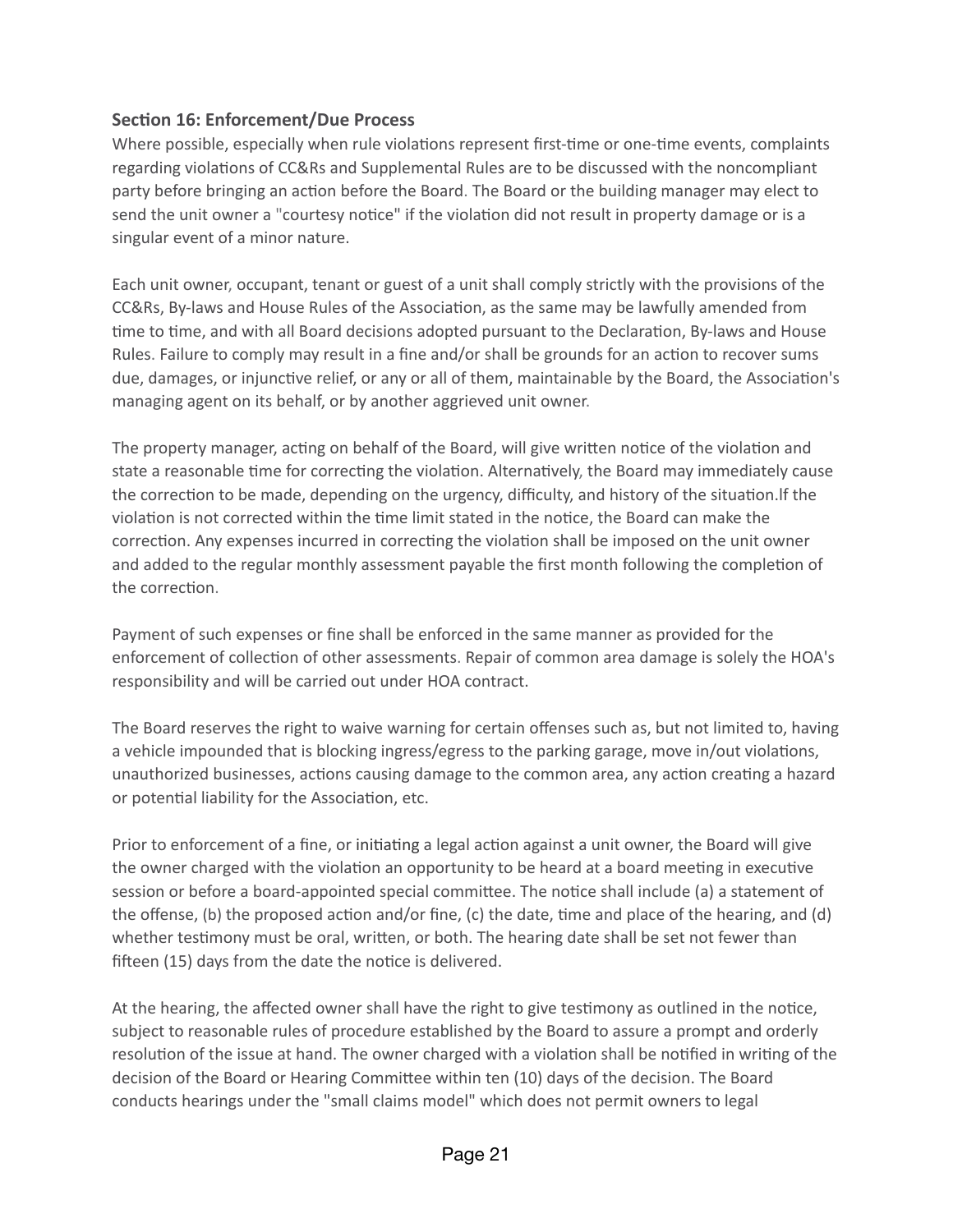### Section 16: Enforcement/Due Process

Where possible, especially when rule violations represent first-time or one-time events, complaints regarding violations of CC&Rs and Supplemental Rules are to be discussed with the noncompliant party before bringing an action before the Board. The Board or the building manager may elect to send the unit owner a "courtesy notice" if the violation did not result in property damage or is a singular event of a minor nature.

Each unit owner, occupant, tenant or guest of a unit shall comply strictly with the provisions of the CC&Rs, By-laws and House Rules of the Association, as the same may be lawfully amended from time to time, and with all Board decisions adopted pursuant to the Declaration, By-laws and House Rules. Failure to comply may result in a fine and/or shall be grounds for an action to recover sums due, damages, or injunctive relief, or any or all of them, maintainable by the Board, the Association's managing agent on its behalf, or by another aggrieved unit owner.

The property manager, acting on behalf of the Board, will give written notice of the violation and state a reasonable time for correcting the violation. Alternatively, the Board may immediately cause the correction to be made, depending on the urgency, difficulty, and history of the situation.lf the violation is not corrected within the time limit stated in the notice, the Board can make the correction. Any expenses incurred in correcting the violation shall be imposed on the unit owner and added to the regular monthly assessment payable the first month following the completion of the correction.

Payment of such expenses or fine shall be enforced in the same manner as provided for the enforcement of collection of other assessments. Repair of common area damage is solely the HOA's responsibility and will be carried out under HOA contract.

The Board reserves the right to waive warning for certain offenses such as, but not limited to, having a vehicle impounded that is blocking ingress/egress to the parking garage, move in/out violations, unauthorized businesses, actions causing damage to the common area, any action creating a hazard or potential liability for the Association, etc.

Prior to enforcement of a fine, or initiating a legal action against a unit owner, the Board will give the owner charged with the violation an opportunity to be heard at a board meeting in executive session or before a board-appointed special committee. The notice shall include (a) a statement of the offense, (b) the proposed action and/or fine, (c) the date, time and place of the hearing, and (d) whether testimony must be oral, written, or both. The hearing date shall be set not fewer than fifteen (15) days from the date the notice is delivered.

At the hearing, the affected owner shall have the right to give testimony as outlined in the notice, subject to reasonable rules of procedure established by the Board to assure a prompt and orderly resolution of the issue at hand. The owner charged with a violation shall be notified in writing of the decision of the Board or Hearing Committee within ten (10) days of the decision. The Board conducts hearings under the "small claims model" which does not permit owners to legal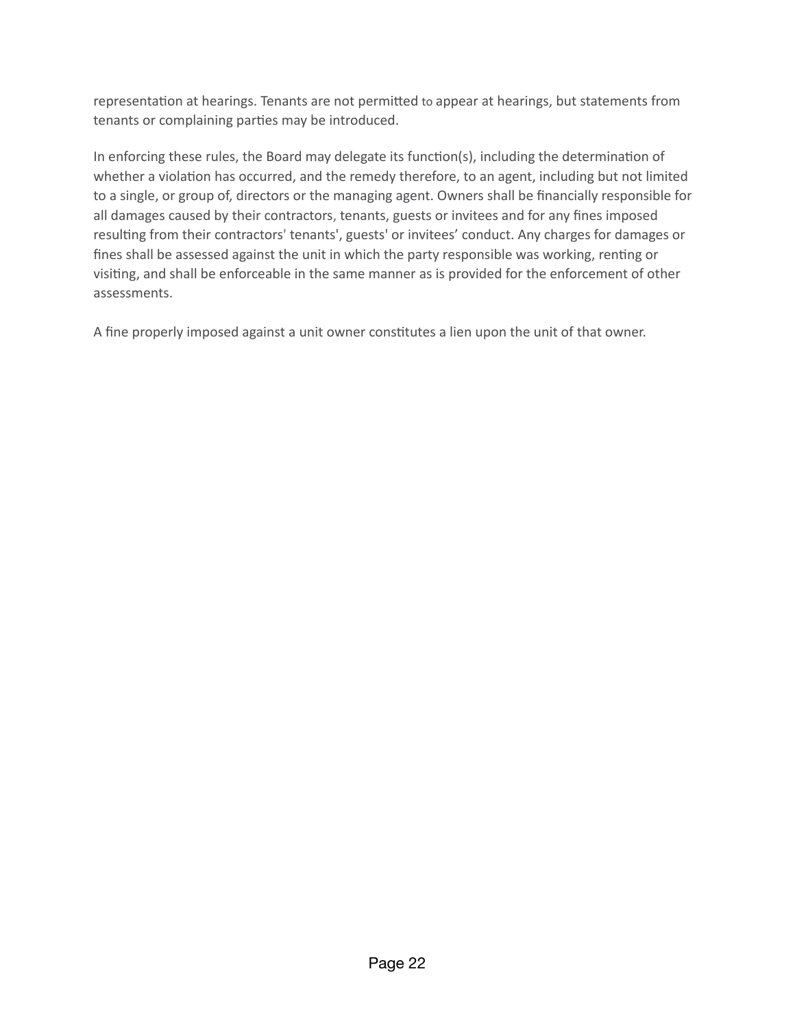representation at hearings. Tenants are not permitted to appear at hearings, but statements from tenants or complaining parties may be introduced.

In enforcing these rules, the Board may delegate its function(s), including the determination of whether a violation has occurred, and the remedy therefore, to an agent, including but not limited to a single, or group of, directors or the managing agent. Owners shall be financially responsible for all damages caused by their contractors, tenants, guests or invitees and for any fines imposed resulting from their contractors' tenants', guests' or invitees' conduct. Any charges for damages or fines shall be assessed against the unit in which the party responsible was working, renting or visiting, and shall be enforceable in the same manner as is provided for the enforcement of other assessments.

A fine properly imposed against a unit owner constitutes a lien upon the unit of that owner.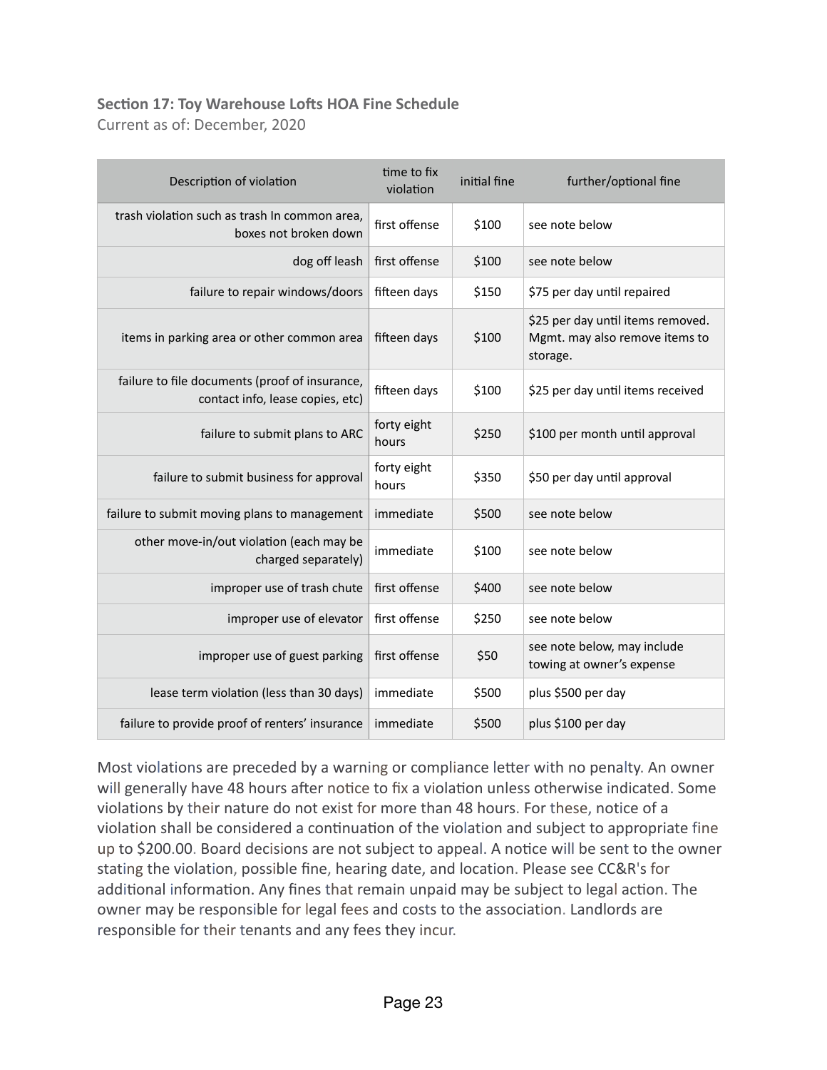**Section 17: Toy Warehouse Lofts HOA Fine Schedule**
Current as of: December, 2020

| Description of violation | time to fix violation | initial fine | further/optional fine |
|---|---|---|---|
| trash violation such as trash In common area, boxes not broken down | first offense | $100 | see note below |
| dog off leash | first offense | $100 | see note below |
| failure to repair windows/doors | fifteen days | $150 | $75 per day until repaired |
| items in parking area or other common area | fifteen days | $100 | $25 per day until items removed. Mgmt. may also remove items to storage. |
| failure to file documents (proof of insurance, contact info, lease copies, etc) | fifteen days | $100 | $25 per day until items received |
| failure to submit plans to ARC | forty eight hours | $250 | $100 per month until approval |
| failure to submit business for approval | forty eight hours | $350 | $50 per day until approval |
| failure to submit moving plans to management | immediate | $500 | see note below |
| other move-in/out violation (each may be charged separately) | immediate | $100 | see note below |
| improper use of trash chute | first offense | $400 | see note below |
| improper use of elevator | first offense | $250 | see note below |
| improper use of guest parking | first offense | $50 | see note below, may include towing at owner's expense |
| lease term violation (less than 30 days) | immediate | $500 | plus $500 per day |
| failure to provide proof of renters' insurance | immediate | $500 | plus $100 per day |

Most violations are preceded by a warning or compliance letter with no penalty. An owner will generally have 48 hours after notice to fix a violation unless otherwise indicated. Some violations by their nature do not exist for more than 48 hours. For these, notice of a violation shall be considered a continuation of the violation and subject to appropriate fine up to $200.00. Board decisions are not subject to appeal. A notice will be sent to the owner stating the violation, possible fine, hearing date, and location. Please see CC&R's for additional information. Any fines that remain unpaid may be subject to legal action. The owner may be responsible for legal fees and costs to the association. Landlords are responsible for their tenants and any fees they incur.